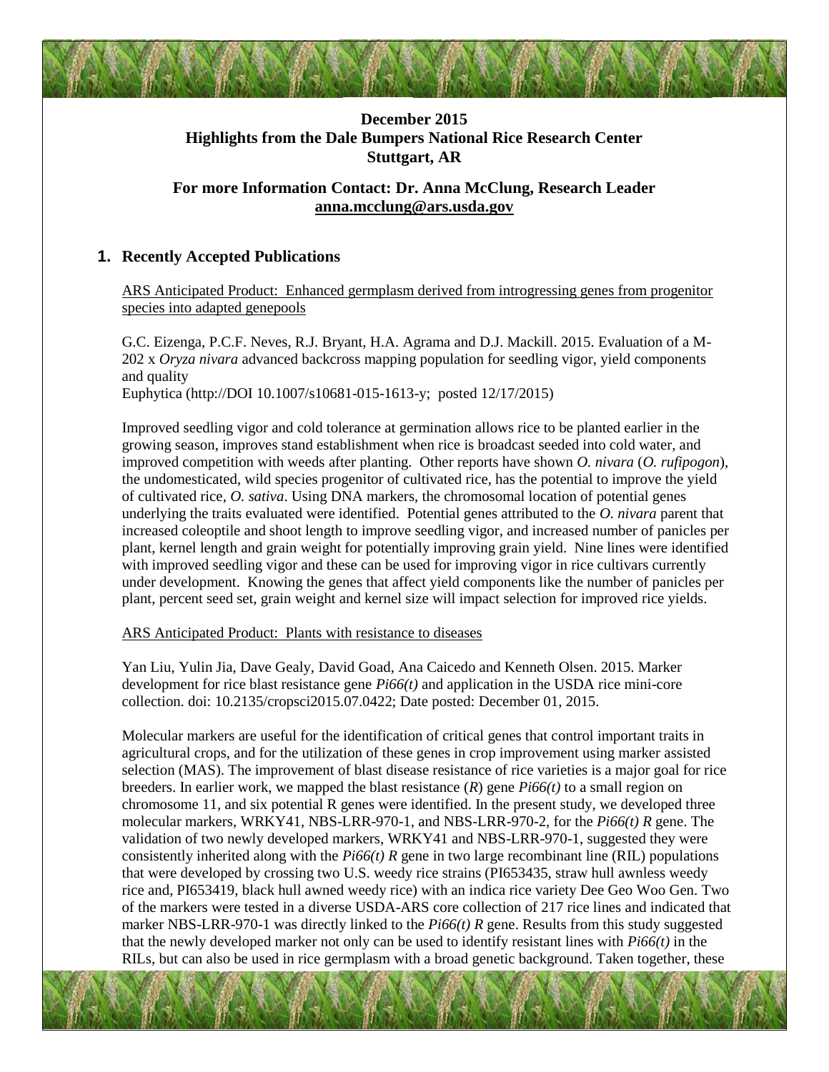**December 2015**
**Highlights from the Dale Bumpers National Rice Research Center**
**Stuttgart, AR**

**For more Information Contact: Dr. Anna McClung, Research Leader**
**anna.mcclung@ars.usda.gov**

## 1. Recently Accepted Publications

ARS Anticipated Product: Enhanced germplasm derived from introgressing genes from progenitor species into adapted genepools

G.C. Eizenga, P.C.F. Neves, R.J. Bryant, H.A. Agrama and D.J. Mackill. 2015. Evaluation of a M-202 x *Oryza nivara* advanced backcross mapping population for seedling vigor, yield components and quality
Euphytica (http://DOI 10.1007/s10681-015-1613-y; posted 12/17/2015)

Improved seedling vigor and cold tolerance at germination allows rice to be planted earlier in the growing season, improves stand establishment when rice is broadcast seeded into cold water, and improved competition with weeds after planting. Other reports have shown *O. nivara* (*O. rufipogon*), the undomesticated, wild species progenitor of cultivated rice, has the potential to improve the yield of cultivated rice, *O. sativa*. Using DNA markers, the chromosomal location of potential genes underlying the traits evaluated were identified. Potential genes attributed to the *O. nivara* parent that increased coleoptile and shoot length to improve seedling vigor, and increased number of panicles per plant, kernel length and grain weight for potentially improving grain yield. Nine lines were identified with improved seedling vigor and these can be used for improving vigor in rice cultivars currently under development. Knowing the genes that affect yield components like the number of panicles per plant, percent seed set, grain weight and kernel size will impact selection for improved rice yields.

ARS Anticipated Product: Plants with resistance to diseases

Yan Liu, Yulin Jia, Dave Gealy, David Goad, Ana Caicedo and Kenneth Olsen. 2015. Marker development for rice blast resistance gene *Pi66(t)* and application in the USDA rice mini-core collection. doi: 10.2135/cropsci2015.07.0422; Date posted: December 01, 2015.

Molecular markers are useful for the identification of critical genes that control important traits in agricultural crops, and for the utilization of these genes in crop improvement using marker assisted selection (MAS). The improvement of blast disease resistance of rice varieties is a major goal for rice breeders. In earlier work, we mapped the blast resistance (*R*) gene *Pi66(t)* to a small region on chromosome 11, and six potential R genes were identified. In the present study, we developed three molecular markers, WRKY41, NBS-LRR-970-1, and NBS-LRR-970-2, for the *Pi66(t) R* gene. The validation of two newly developed markers, WRKY41 and NBS-LRR-970-1, suggested they were consistently inherited along with the *Pi66(t) R* gene in two large recombinant line (RIL) populations that were developed by crossing two U.S. weedy rice strains (PI653435, straw hull awnless weedy rice and, PI653419, black hull awned weedy rice) with an indica rice variety Dee Geo Woo Gen. Two of the markers were tested in a diverse USDA-ARS core collection of 217 rice lines and indicated that marker NBS-LRR-970-1 was directly linked to the *Pi66(t) R* gene. Results from this study suggested that the newly developed marker not only can be used to identify resistant lines with *Pi66(t)* in the RILs, but can also be used in rice germplasm with a broad genetic background. Taken together, these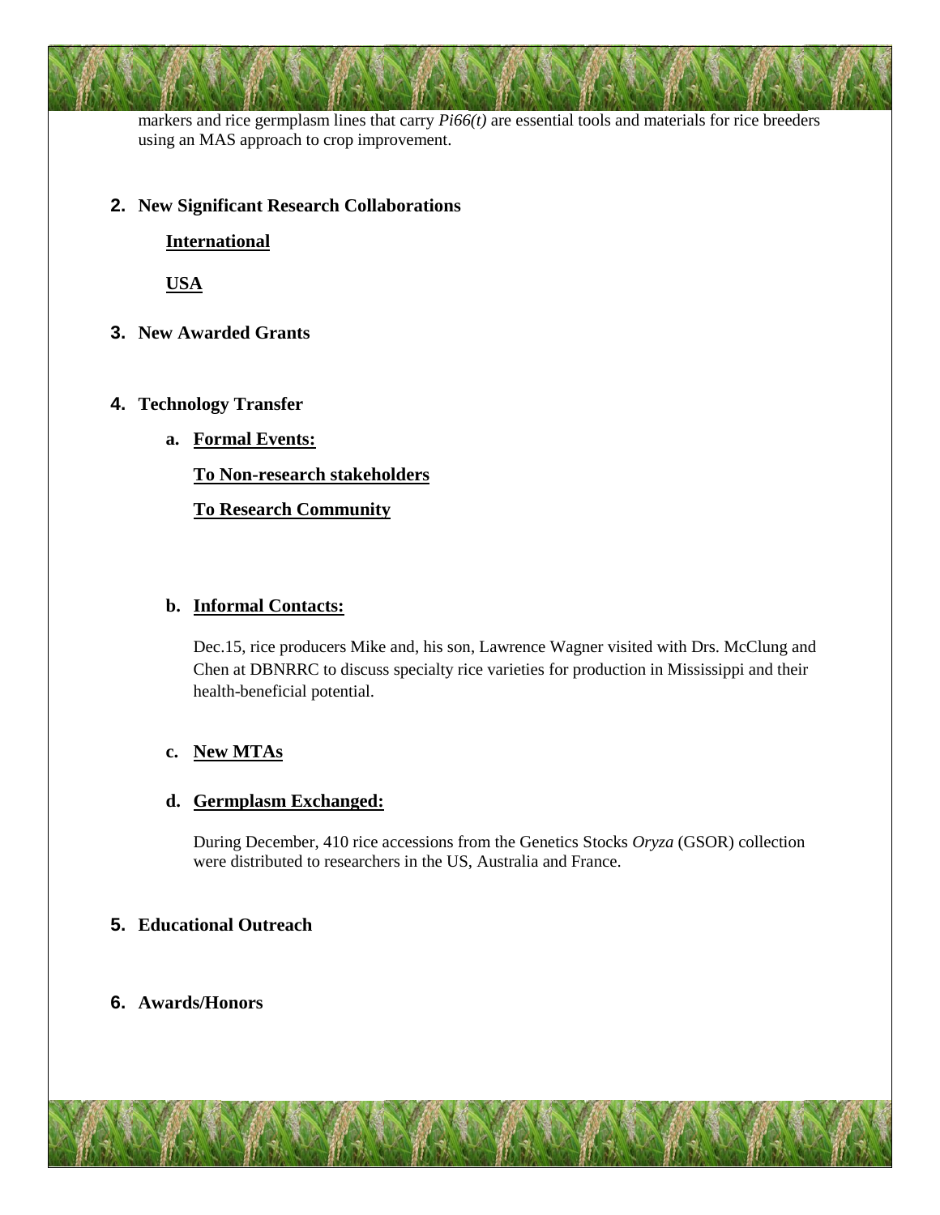markers and rice germplasm lines that carry *Pi66(t)* are essential tools and materials for rice breeders using an MAS approach to crop improvement.

## 2. New Significant Research Collaborations

**International**

**USA**

## 3. New Awarded Grants

## 4. Technology Transfer

### a. Formal Events:

**To Non-research stakeholders**

**To Research Community**

### b. Informal Contacts:

Dec.15, rice producers Mike and, his son, Lawrence Wagner visited with Drs. McClung and Chen at DBNRRC to discuss specialty rice varieties for production in Mississippi and their health-beneficial potential.

### c. New MTAs

### d. Germplasm Exchanged:

During December, 410 rice accessions from the Genetics Stocks *Oryza* (GSOR) collection were distributed to researchers in the US, Australia and France.

## 5. Educational Outreach

## 6. Awards/Honors